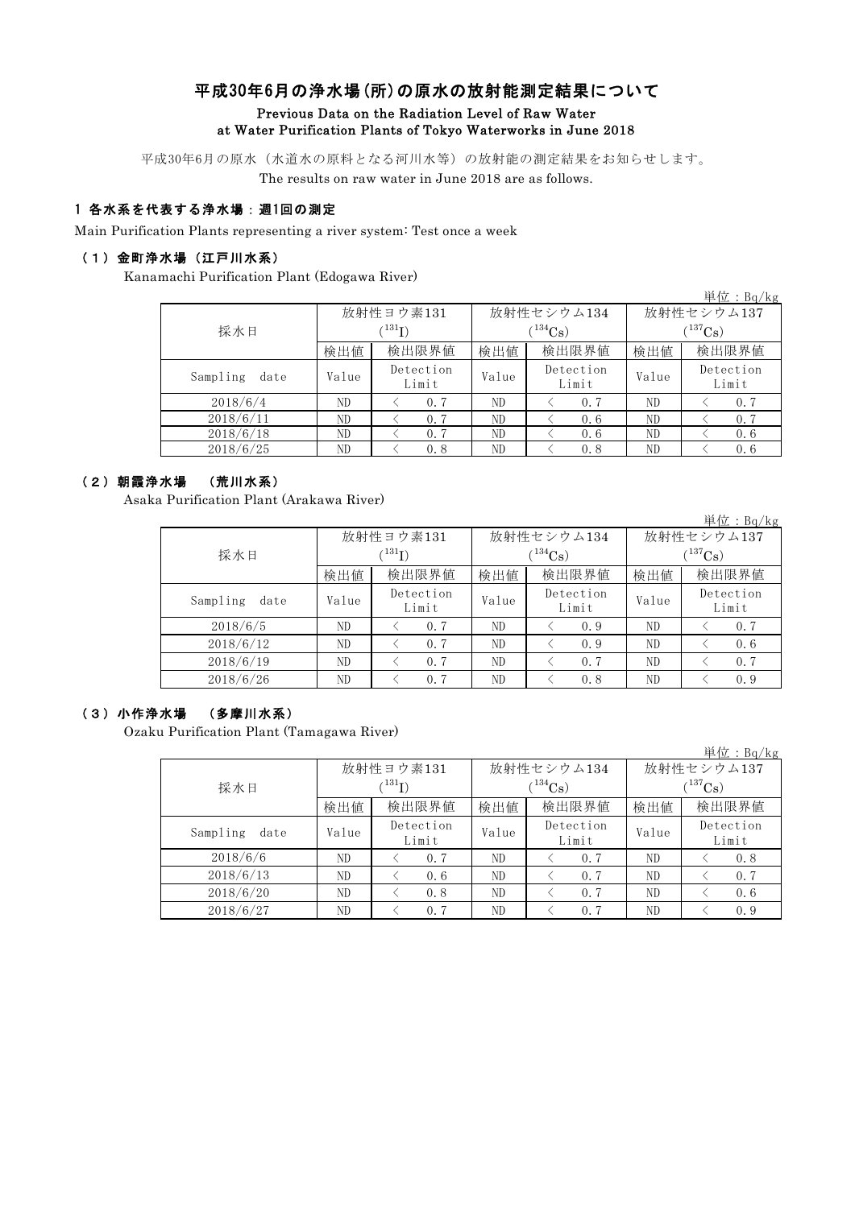# 平成30年6月の浄水場(所)の原水の放射能測定結果について

**Previous Data on the Radiation Level of Raw Water at Water Purification Plants of Tokyo Waterworks in June 2018**

平成30年6月の原水（水道水の原料となる河川水等）の放射能の測定結果をお知らせします。
The results on raw water in June 2018 are as follows.

## 1 各水系を代表する浄水場：週1回の測定

Main Purification Plants representing a river system: Test once a week

### （1）金町浄水場（江戸川水系）

Kanamachi Purification Plant (Edogawa River)

単位：Bq/kg

| 採水日 | 放射性ヨウ素131 ($^{131}I$) | | 放射性セシウム134 ($^{134}Cs$) | | 放射性セシウム137 ($^{137}Cs$) | |
|---|---|---|---|---|---|---|
| | 検出値 | 検出限界値 | 検出値 | 検出限界値 | 検出値 | 検出限界値 |
| Sampling date | Value | Detection Limit | Value | Detection Limit | Value | Detection Limit |
| 2018/6/4 | ND | ＜ 0.7 | ND | ＜ 0.7 | ND | ＜ 0.7 |
| 2018/6/11 | ND | ＜ 0.7 | ND | ＜ 0.6 | ND | ＜ 0.7 |
| 2018/6/18 | ND | ＜ 0.7 | ND | ＜ 0.6 | ND | ＜ 0.6 |
| 2018/6/25 | ND | ＜ 0.8 | ND | ＜ 0.8 | ND | ＜ 0.6 |

### （2）朝霞浄水場 （荒川水系）

Asaka Purification Plant (Arakawa River)

単位：Bq/kg

| 採水日 | 放射性ヨウ素131 ($^{131}I$) | | 放射性セシウム134 ($^{134}Cs$) | | 放射性セシウム137 ($^{137}Cs$) | |
|---|---|---|---|---|---|---|
| | 検出値 | 検出限界値 | 検出値 | 検出限界値 | 検出値 | 検出限界値 |
| Sampling date | Value | Detection Limit | Value | Detection Limit | Value | Detection Limit |
| 2018/6/5 | ND | ＜ 0.7 | ND | ＜ 0.9 | ND | ＜ 0.7 |
| 2018/6/12 | ND | ＜ 0.7 | ND | ＜ 0.9 | ND | ＜ 0.6 |
| 2018/6/19 | ND | ＜ 0.7 | ND | ＜ 0.7 | ND | ＜ 0.7 |
| 2018/6/26 | ND | ＜ 0.7 | ND | ＜ 0.8 | ND | ＜ 0.9 |

### （3）小作浄水場 （多摩川水系）

Ozaku Purification Plant (Tamagawa River)

単位：Bq/kg

| 採水日 | 放射性ヨウ素131 ($^{131}I$) | | 放射性セシウム134 ($^{134}Cs$) | | 放射性セシウム137 ($^{137}Cs$) | |
|---|---|---|---|---|---|---|
| | 検出値 | 検出限界値 | 検出値 | 検出限界値 | 検出値 | 検出限界値 |
| Sampling date | Value | Detection Limit | Value | Detection Limit | Value | Detection Limit |
| 2018/6/6 | ND | ＜ 0.7 | ND | ＜ 0.7 | ND | ＜ 0.8 |
| 2018/6/13 | ND | ＜ 0.6 | ND | ＜ 0.7 | ND | ＜ 0.7 |
| 2018/6/20 | ND | ＜ 0.8 | ND | ＜ 0.7 | ND | ＜ 0.6 |
| 2018/6/27 | ND | ＜ 0.7 | ND | ＜ 0.7 | ND | ＜ 0.9 |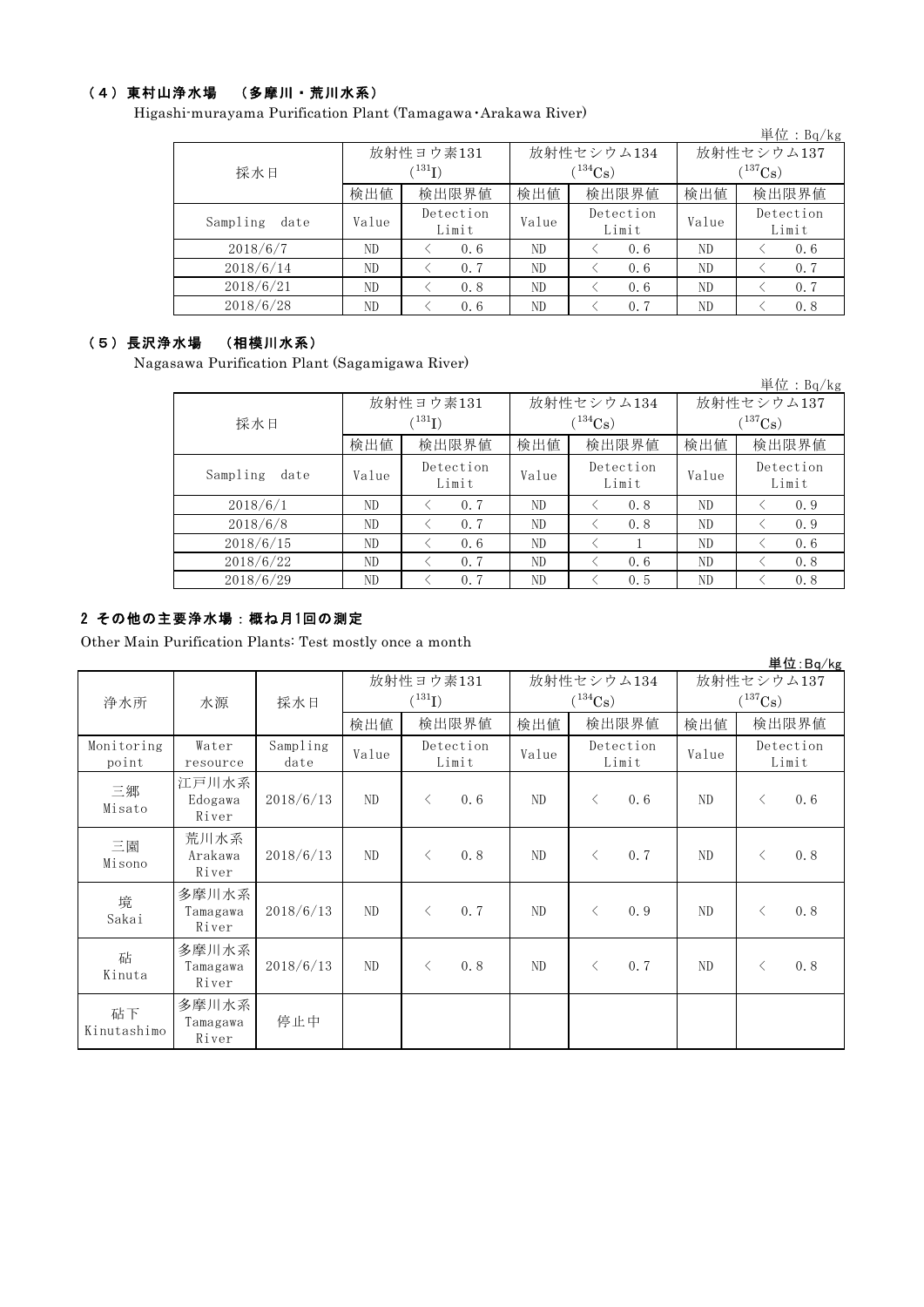### （4）東村山浄水場　（多摩川・荒川水系）

Higashi-murayama Purification Plant (Tamagawa･Arakawa River)

単位：Bq/kg

| 採水日 | 放射性ヨウ素131 ($^{131}I$) | | 放射性セシウム134 ($^{134}Cs$) | | 放射性セシウム137 ($^{137}Cs$) | |
|---|---|---|---|---|---|---|
| | 検出値 | 検出限界値 | 検出値 | 検出限界値 | 検出値 | 検出限界値 |
| Sampling date | Value | Detection Limit | Value | Detection Limit | Value | Detection Limit |
| 2018/6/7 | ND | ＜ 0.6 | ND | ＜ 0.6 | ND | ＜ 0.6 |
| 2018/6/14 | ND | ＜ 0.7 | ND | ＜ 0.6 | ND | ＜ 0.7 |
| 2018/6/21 | ND | ＜ 0.8 | ND | ＜ 0.6 | ND | ＜ 0.7 |
| 2018/6/28 | ND | ＜ 0.6 | ND | ＜ 0.7 | ND | ＜ 0.8 |

### （5）長沢浄水場　（相模川水系）

Nagasawa Purification Plant (Sagamigawa River)

単位：Bq/kg

| 採水日 | 放射性ヨウ素131 ($^{131}I$) | | 放射性セシウム134 ($^{134}Cs$) | | 放射性セシウム137 ($^{137}Cs$) | |
|---|---|---|---|---|---|---|
| | 検出値 | 検出限界値 | 検出値 | 検出限界値 | 検出値 | 検出限界値 |
| Sampling date | Value | Detection Limit | Value | Detection Limit | Value | Detection Limit |
| 2018/6/1 | ND | ＜ 0.7 | ND | ＜ 0.8 | ND | ＜ 0.9 |
| 2018/6/8 | ND | ＜ 0.7 | ND | ＜ 0.8 | ND | ＜ 0.9 |
| 2018/6/15 | ND | ＜ 0.6 | ND | ＜ 1 | ND | ＜ 0.6 |
| 2018/6/22 | ND | ＜ 0.7 | ND | ＜ 0.6 | ND | ＜ 0.8 |
| 2018/6/29 | ND | ＜ 0.7 | ND | ＜ 0.5 | ND | ＜ 0.8 |

## 2 その他の主要浄水場：概ね月1回の測定

Other Main Purification Plants: Test mostly once a month

単位:Bq/kg

| 浄水所 | 水源 | 採水日 | 放射性ヨウ素131 ($^{131}I$) | | 放射性セシウム134 ($^{134}Cs$) | | 放射性セシウム137 ($^{137}Cs$) | |
|---|---|---|---|---|---|---|---|---|
| | | | 検出値 | 検出限界値 | 検出値 | 検出限界値 | 検出値 | 検出限界値 |
| Monitoring point | Water resource | Sampling date | Value | Detection Limit | Value | Detection Limit | Value | Detection Limit |
| 三郷 Misato | 江戸川水系 Edogawa River | 2018/6/13 | ND | ＜ 0.6 | ND | ＜ 0.6 | ND | ＜ 0.6 |
| 三園 Misono | 荒川水系 Arakawa River | 2018/6/13 | ND | ＜ 0.8 | ND | ＜ 0.7 | ND | ＜ 0.8 |
| 境 Sakai | 多摩川水系 Tamagawa River | 2018/6/13 | ND | ＜ 0.7 | ND | ＜ 0.9 | ND | ＜ 0.8 |
| 砧 Kinuta | 多摩川水系 Tamagawa River | 2018/6/13 | ND | ＜ 0.8 | ND | ＜ 0.7 | ND | ＜ 0.8 |
| 砧下 Kinutashimo | 多摩川水系 Tamagawa River | 停止中 | | | | | | |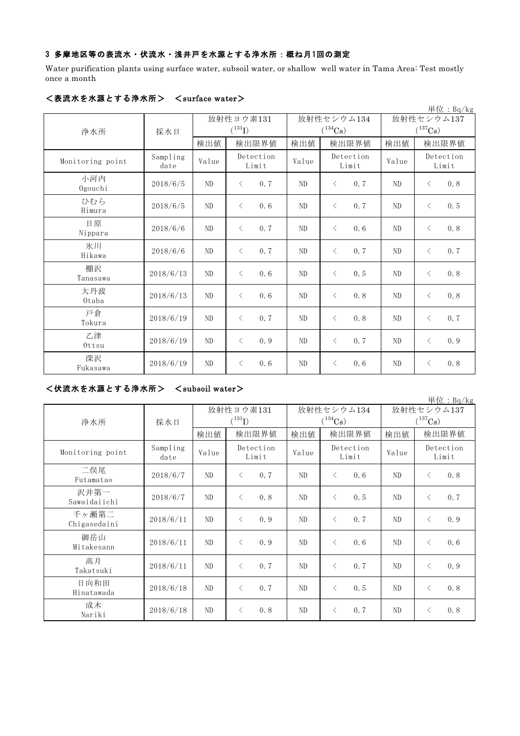### 3 多摩地区等の表流水・伏流水・浅井戸を水源とする浄水所：概ね月1回の測定

Water purification plants using surface water, subsoil water, or shallow well water in Tama Area: Test mostly once a month

#### ＜表流水を水源とする浄水所＞　＜surface water＞

単位：Bq/kg

| 浄水所 | 採水日 | 放射性ヨウ素131 ($^{131}I$) | | 放射性セシウム134 ($^{134}Cs$) | | 放射性セシウム137 ($^{137}Cs$) | |
|---|---|---|---|---|---|---|---|
| | | 検出値 | 検出限界値 | 検出値 | 検出限界値 | 検出値 | 検出限界値 |
| Monitoring point | Sampling date | Value | Detection Limit | Value | Detection Limit | Value | Detection Limit |
| 小河内 Ogouchi | 2018/6/5 | ND | ＜ 0.7 | ND | ＜ 0.7 | ND | ＜ 0.8 |
| ひむら Himura | 2018/6/5 | ND | ＜ 0.6 | ND | ＜ 0.7 | ND | ＜ 0.5 |
| 日原 Nippara | 2018/6/6 | ND | ＜ 0.7 | ND | ＜ 0.6 | ND | ＜ 0.8 |
| 氷川 Hikawa | 2018/6/6 | ND | ＜ 0.7 | ND | ＜ 0.7 | ND | ＜ 0.7 |
| 棚沢 Tanasawa | 2018/6/13 | ND | ＜ 0.6 | ND | ＜ 0.5 | ND | ＜ 0.8 |
| 大丹波 Otaba | 2018/6/13 | ND | ＜ 0.6 | ND | ＜ 0.8 | ND | ＜ 0.8 |
| 戸倉 Tokura | 2018/6/19 | ND | ＜ 0.7 | ND | ＜ 0.8 | ND | ＜ 0.7 |
| 乙津 Ottsu | 2018/6/19 | ND | ＜ 0.9 | ND | ＜ 0.7 | ND | ＜ 0.9 |
| 深沢 Fukasawa | 2018/6/19 | ND | ＜ 0.6 | ND | ＜ 0.6 | ND | ＜ 0.8 |

#### ＜伏流水を水源とする浄水所＞　＜subsoil water＞

単位：Bq/kg

| 浄水所 | 採水日 | 放射性ヨウ素131 ($^{131}I$) | | 放射性セシウム134 ($^{134}Cs$) | | 放射性セシウム137 ($^{137}Cs$) | |
|---|---|---|---|---|---|---|---|
| | | 検出値 | 検出限界値 | 検出値 | 検出限界値 | 検出値 | 検出限界値 |
| Monitoring point | Sampling date | Value | Detection Limit | Value | Detection Limit | Value | Detection Limit |
| 二俣尾 Futamatao | 2018/6/7 | ND | ＜ 0.7 | ND | ＜ 0.6 | ND | ＜ 0.8 |
| 沢井第一 Sawaidaiichi | 2018/6/7 | ND | ＜ 0.8 | ND | ＜ 0.5 | ND | ＜ 0.7 |
| 千ヶ瀬第二 Chigasedaini | 2018/6/11 | ND | ＜ 0.9 | ND | ＜ 0.7 | ND | ＜ 0.9 |
| 御岳山 Mitakesann | 2018/6/11 | ND | ＜ 0.9 | ND | ＜ 0.6 | ND | ＜ 0.6 |
| 高月 Takatsuki | 2018/6/11 | ND | ＜ 0.7 | ND | ＜ 0.7 | ND | ＜ 0.9 |
| 日向和田 Hinatawada | 2018/6/18 | ND | ＜ 0.7 | ND | ＜ 0.5 | ND | ＜ 0.8 |
| 成木 Nariki | 2018/6/18 | ND | ＜ 0.8 | ND | ＜ 0.7 | ND | ＜ 0.8 |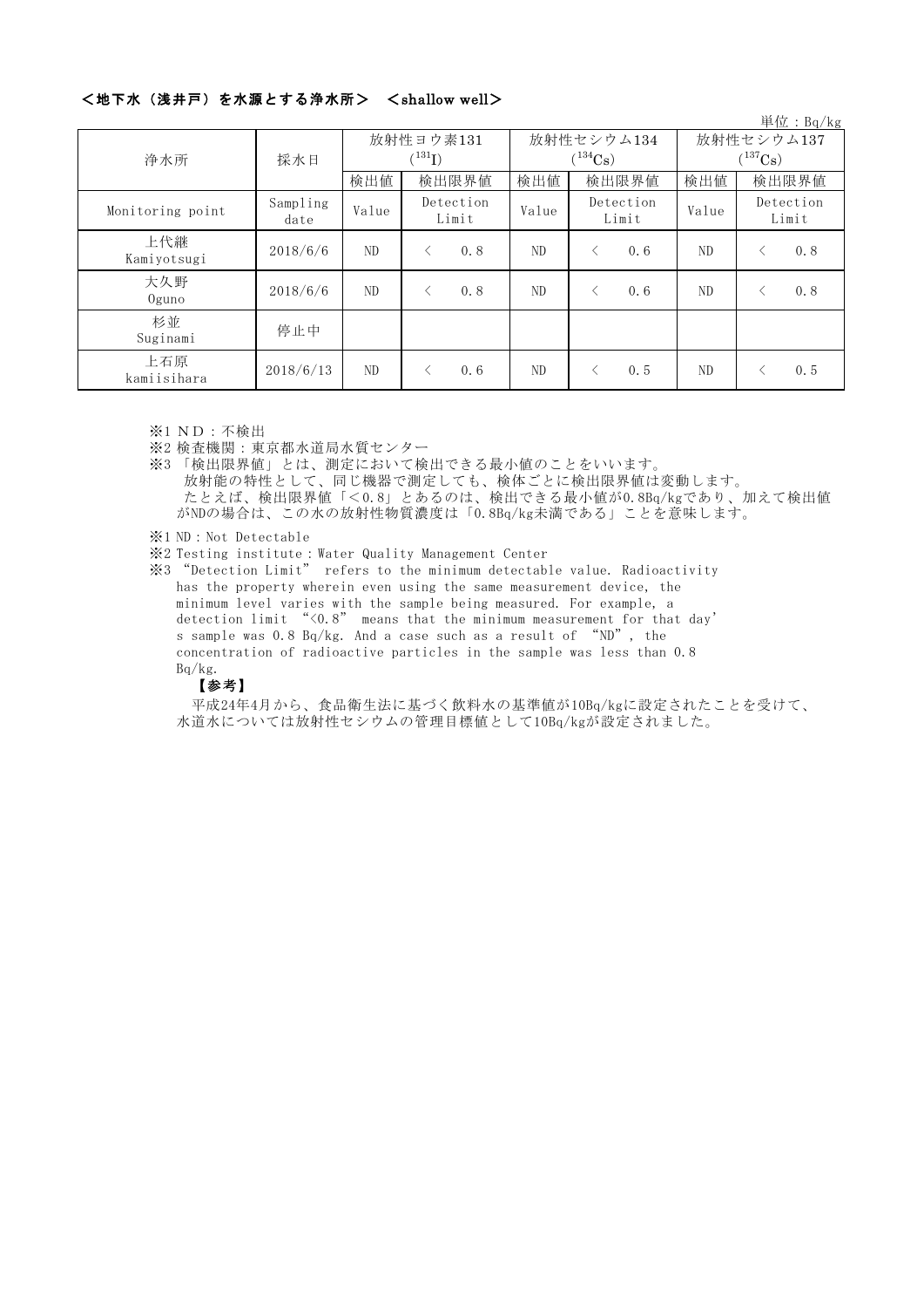**＜地下水（浅井戸）を水源とする浄水所＞　＜shallow well＞**

単位：Bq/kg

| 浄水所 | 採水日 | 放射性ヨウ素131 ($^{131}I$) | | 放射性セシウム134 ($^{134}Cs$) | | 放射性セシウム137 ($^{137}Cs$) | |
|---|---|---|---|---|---|---|---|
| | | 検出値 | 検出限界値 | 検出値 | 検出限界値 | 検出値 | 検出限界値 |
| Monitoring point | Sampling date | Value | Detection Limit | Value | Detection Limit | Value | Detection Limit |
| 上代継 Kamiyotsugi | 2018/6/6 | ND | ＜ 0.8 | ND | ＜ 0.6 | ND | ＜ 0.8 |
| 大久野 Oguno | 2018/6/6 | ND | ＜ 0.8 | ND | ＜ 0.6 | ND | ＜ 0.8 |
| 杉並 Suginami | 停止中 | | | | | | |
| 上石原 kamiisihara | 2018/6/13 | ND | ＜ 0.6 | ND | ＜ 0.5 | ND | ＜ 0.5 |

※1 ＮＤ：不検出

※2 検査機関：東京都水道局水質センター

※3 「検出限界値」とは、測定において検出できる最小値のことをいいます。
放射能の特性として、同じ機器で測定しても、検体ごとに検出限界値は変動します。
たとえば、検出限界値「＜0.8」とあるのは、検出できる最小値が0.8Bq/kgであり、加えて検出値がNDの場合は、この水の放射性物質濃度は「0.8Bq/kg未満である」ことを意味します。

※1 ND：Not Detectable

※2 Testing institute：Water Quality Management Center

※3 "Detection Limit" refers to the minimum detectable value. Radioactivity has the property wherein even using the same measurement device, the minimum level varies with the sample being measured. For example, a detection limit "<0.8" means that the minimum measurement for that day's sample was 0.8 Bq/kg. And a case such as a result of "ND", the concentration of radioactive particles in the sample was less than 0.8 Bq/kg.

**【参考】**

平成24年4月から、食品衛生法に基づく飲料水の基準値が10Bq/kgに設定されたことを受けて、水道水については放射性セシウムの管理目標値として10Bq/kgが設定されました。